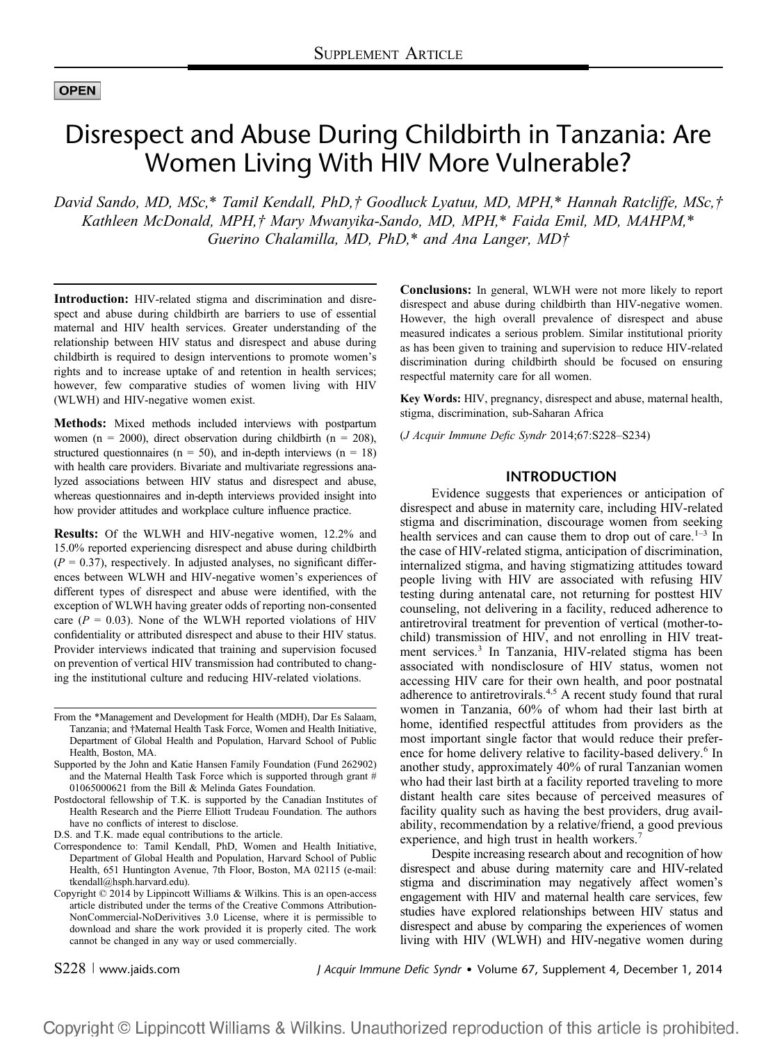OPEN

# Disrespect and Abuse During Childbirth in Tanzania: Are Women Living With HIV More Vulnerable?

*David Sando, MD, MSc,\* Tamil Kendall, PhD,† Goodluck Lyatuu, MD, MPH,\* Hannah Ratcliffe, MSc,† Kathleen McDonald, MPH,† Mary Mwanyika-Sando, MD, MPH,\* Faida Emil, MD, MAHPM,\* Guerino Chalamilla, MD, PhD,\* and Ana Langer, MD†*

**Introduction:** HIV-related stigma and discrimination and disrespect and abuse during childbirth are barriers to use of essential maternal and HIV health services. Greater understanding of the relationship between HIV status and disrespect and abuse during childbirth is required to design interventions to promote women's rights and to increase uptake of and retention in health services; however, few comparative studies of women living with HIV (WLWH) and HIV-negative women exist.

**Methods:** Mixed methods included interviews with postpartum women (n = 2000), direct observation during childbirth (n = 208), structured questionnaires (n = 50), and in-depth interviews (n = 18) with health care providers. Bivariate and multivariate regressions analyzed associations between HIV status and disrespect and abuse, whereas questionnaires and in-depth interviews provided insight into how provider attitudes and workplace culture influence practice.

**Results:** Of the WLWH and HIV-negative women, 12.2% and 15.0% reported experiencing disrespect and abuse during childbirth ($P = 0.37$), respectively. In adjusted analyses, no significant differences between WLWH and HIV-negative women's experiences of different types of disrespect and abuse were identified, with the exception of WLWH having greater odds of reporting non-consented care ($P = 0.03$). None of the WLWH reported violations of HIV confidentiality or attributed disrespect and abuse to their HIV status. Provider interviews indicated that training and supervision focused on prevention of vertical HIV transmission had contributed to changing the institutional culture and reducing HIV-related violations.

**Conclusions:** In general, WLWH were not more likely to report disrespect and abuse during childbirth than HIV-negative women. However, the high overall prevalence of disrespect and abuse measured indicates a serious problem. Similar institutional priority as has been given to training and supervision to reduce HIV-related discrimination during childbirth should be focused on ensuring respectful maternity care for all women.

**Key Words:** HIV, pregnancy, disrespect and abuse, maternal health, stigma, discrimination, sub-Saharan Africa

(*J Acquir Immune Defic Syndr* 2014;67:S228–S234)

From the \*Management and Development for Health (MDH), Dar Es Salaam, Tanzania; and †Maternal Health Task Force, Women and Health Initiative, Department of Global Health and Population, Harvard School of Public Health, Boston, MA.

Supported by the John and Katie Hansen Family Foundation (Fund 262902) and the Maternal Health Task Force which is supported through grant # 01065000621 from the Bill & Melinda Gates Foundation.

Postdoctoral fellowship of T.K. is supported by the Canadian Institutes of Health Research and the Pierre Elliott Trudeau Foundation. The authors have no conflicts of interest to disclose.

D.S. and T.K. made equal contributions to the article.

Correspondence to: Tamil Kendall, PhD, Women and Health Initiative, Department of Global Health and Population, Harvard School of Public Health, 651 Huntington Avenue, 7th Floor, Boston, MA 02115 (e-mail: tkendall@hsph.harvard.edu).

Copyright © 2014 by Lippincott Williams & Wilkins. This is an open-access article distributed under the terms of the Creative Commons Attribution-NonCommercial-NoDerivitives 3.0 License, where it is permissible to download and share the work provided it is properly cited. The work cannot be changed in any way or used commercially.

## INTRODUCTION

Evidence suggests that experiences or anticipation of disrespect and abuse in maternity care, including HIV-related stigma and discrimination, discourage women from seeking health services and can cause them to drop out of care.[1–3] In the case of HIV-related stigma, anticipation of discrimination, internalized stigma, and having stigmatizing attitudes toward people living with HIV are associated with refusing HIV testing during antenatal care, not returning for posttest HIV counseling, not delivering in a facility, reduced adherence to antiretroviral treatment for prevention of vertical (mother-to-child) transmission of HIV, and not enrolling in HIV treatment services.[3] In Tanzania, HIV-related stigma has been associated with nondisclosure of HIV status, women not accessing HIV care for their own health, and poor postnatal adherence to antiretrovirals.[4,5] A recent study found that rural women in Tanzania, 60% of whom had their last birth at home, identified respectful attitudes from providers as the most important single factor that would reduce their preference for home delivery relative to facility-based delivery.[6] In another study, approximately 40% of rural Tanzanian women who had their last birth at a facility reported traveling to more distant health care sites because of perceived measures of facility quality such as having the best providers, drug availability, recommendation by a relative/friend, a good previous experience, and high trust in health workers.[7]

Despite increasing research about and recognition of how disrespect and abuse during maternity care and HIV-related stigma and discrimination may negatively affect women's engagement with HIV and maternal health care services, few studies have explored relationships between HIV status and disrespect and abuse by comparing the experiences of women living with HIV (WLWH) and HIV-negative women during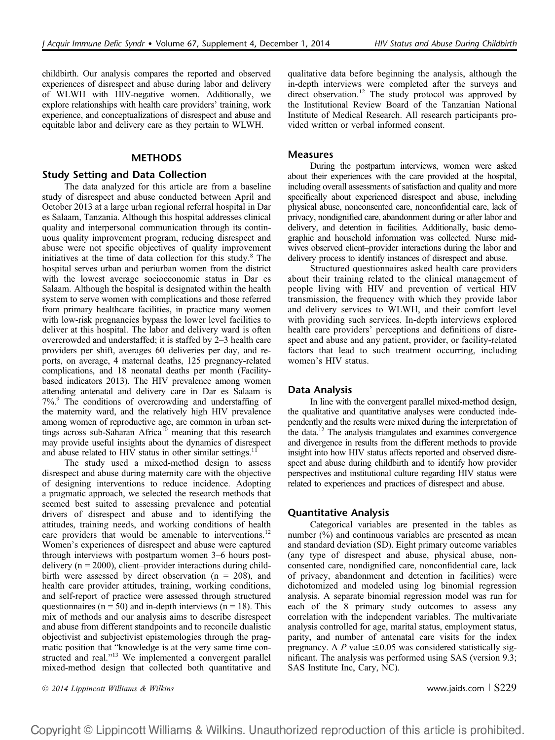childbirth. Our analysis compares the reported and observed experiences of disrespect and abuse during labor and delivery of WLWH with HIV-negative women. Additionally, we explore relationships with health care providers' training, work experience, and conceptualizations of disrespect and abuse and equitable labor and delivery care as they pertain to WLWH.

## METHODS

### Study Setting and Data Collection

The data analyzed for this article are from a baseline study of disrespect and abuse conducted between April and October 2013 at a large urban regional referral hospital in Dar es Salaam, Tanzania. Although this hospital addresses clinical quality and interpersonal communication through its continuous quality improvement program, reducing disrespect and abuse were not specific objectives of quality improvement initiatives at the time of data collection for this study.[8] The hospital serves urban and periurban women from the district with the lowest average socioeconomic status in Dar es Salaam. Although the hospital is designated within the health system to serve women with complications and those referred from primary healthcare facilities, in practice many women with low-risk pregnancies bypass the lower level facilities to deliver at this hospital. The labor and delivery ward is often overcrowded and understaffed; it is staffed by 2–3 health care providers per shift, averages 60 deliveries per day, and reports, on average, 4 maternal deaths, 125 pregnancy-related complications, and 18 neonatal deaths per month (Facility-based indicators 2013). The HIV prevalence among women attending antenatal and delivery care in Dar es Salaam is 7%.[9] The conditions of overcrowding and understaffing of the maternity ward, and the relatively high HIV prevalence among women of reproductive age, are common in urban settings across sub-Saharan Africa[10] meaning that this research may provide useful insights about the dynamics of disrespect and abuse related to HIV status in other similar settings.[11]

The study used a mixed-method design to assess disrespect and abuse during maternity care with the objective of designing interventions to reduce incidence. Adopting a pragmatic approach, we selected the research methods that seemed best suited to assessing prevalence and potential drivers of disrespect and abuse and to identifying the attitudes, training needs, and working conditions of health care providers that would be amenable to interventions.[12] Women's experiences of disrespect and abuse were captured through interviews with postpartum women 3–6 hours post-delivery (n = 2000), client–provider interactions during childbirth were assessed by direct observation (n = 208), and health care provider attitudes, training, working conditions, and self-report of practice were assessed through structured questionnaires (n = 50) and in-depth interviews (n = 18). This mix of methods and our analysis aims to describe disrespect and abuse from different standpoints and to reconcile dualistic objectivist and subjectivist epistemologies through the pragmatic position that "knowledge is at the very same time constructed and real."[13] We implemented a convergent parallel mixed-method design that collected both quantitative and qualitative data before beginning the analysis, although the in-depth interviews were completed after the surveys and direct observation.[12] The study protocol was approved by the Institutional Review Board of the Tanzanian National Institute of Medical Research. All research participants provided written or verbal informed consent.

### Measures

During the postpartum interviews, women were asked about their experiences with the care provided at the hospital, including overall assessments of satisfaction and quality and more specifically about experienced disrespect and abuse, including physical abuse, nonconsented care, nonconfidential care, lack of privacy, nondignified care, abandonment during or after labor and delivery, and detention in facilities. Additionally, basic demographic and household information was collected. Nurse midwives observed client–provider interactions during the labor and delivery process to identify instances of disrespect and abuse.

Structured questionnaires asked health care providers about their training related to the clinical management of people living with HIV and prevention of vertical HIV transmission, the frequency with which they provide labor and delivery services to WLWH, and their comfort level with providing such services. In-depth interviews explored health care providers' perceptions and definitions of disrespect and abuse and any patient, provider, or facility-related factors that lead to such treatment occurring, including women's HIV status.

### Data Analysis

In line with the convergent parallel mixed-method design, the qualitative and quantitative analyses were conducted independently and the results were mixed during the interpretation of the data.[12] The analysis triangulates and examines convergence and divergence in results from the different methods to provide insight into how HIV status affects reported and observed disrespect and abuse during childbirth and to identify how provider perspectives and institutional culture regarding HIV status were related to experiences and practices of disrespect and abuse.

### Quantitative Analysis

Categorical variables are presented in the tables as number (%) and continuous variables are presented as mean and standard deviation (SD). Eight primary outcome variables (any type of disrespect and abuse, physical abuse, nonconsented care, nondignified care, nonconfidential care, lack of privacy, abandonment and detention in facilities) were dichotomized and modeled using log binomial regression analysis. A separate binomial regression model was run for each of the 8 primary study outcomes to assess any correlation with the independent variables. The multivariate analysis controlled for age, marital status, employment status, parity, and number of antenatal care visits for the index pregnancy. A *P* value $\leq 0.05$ was considered statistically significant. The analysis was performed using SAS (version 9.3; SAS Institute Inc, Cary, NC).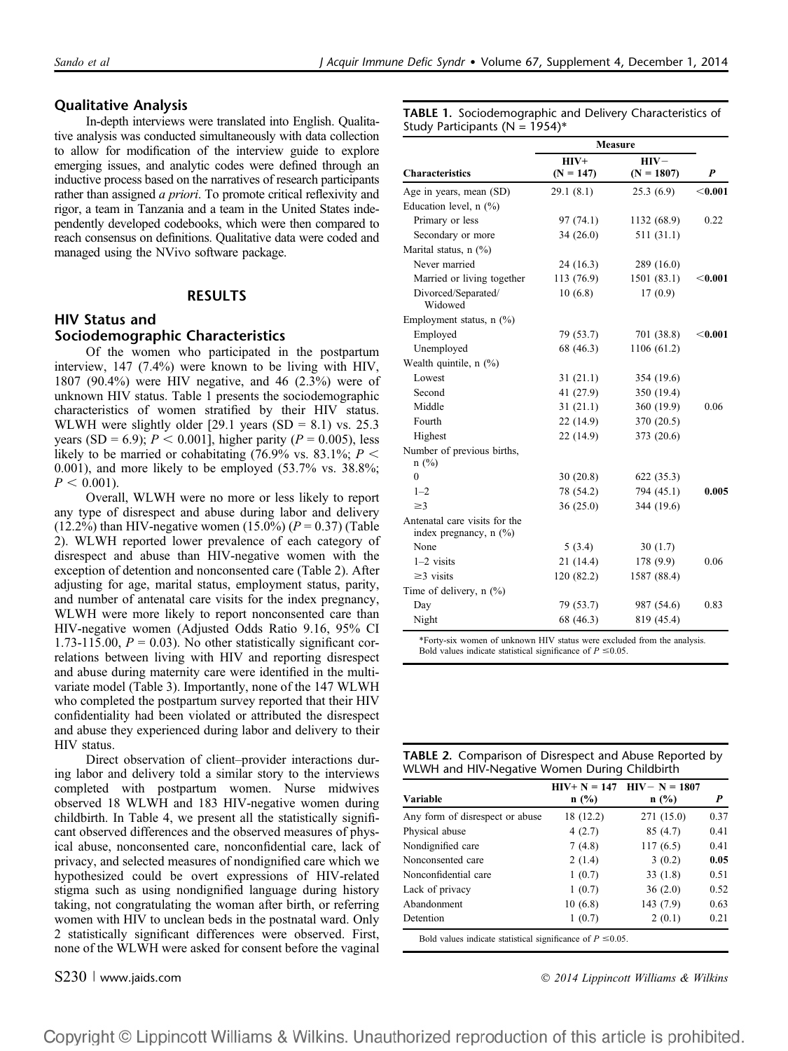### Qualitative Analysis

In-depth interviews were translated into English. Qualitative analysis was conducted simultaneously with data collection to allow for modification of the interview guide to explore emerging issues, and analytic codes were defined through an inductive process based on the narratives of research participants rather than assigned *a priori*. To promote critical reflexivity and rigor, a team in Tanzania and a team in the United States independently developed codebooks, which were then compared to reach consensus on definitions. Qualitative data were coded and managed using the NVivo software package.

## RESULTS

### HIV Status and Sociodemographic Characteristics

Of the women who participated in the postpartum interview, 147 (7.4%) were known to be living with HIV, 1807 (90.4%) were HIV negative, and 46 (2.3%) were of unknown HIV status. Table 1 presents the sociodemographic characteristics of women stratified by their HIV status. WLWH were slightly older [29.1 years (SD = 8.1) vs. 25.3 years (SD = 6.9); $P < 0.001$], higher parity ($P = 0.005$), less likely to be married or cohabitating (76.9% vs. 83.1%; $P < 0.001$), and more likely to be employed (53.7% vs. 38.8%; $P < 0.001$).

Overall, WLWH were no more or less likely to report any type of disrespect and abuse during labor and delivery (12.2%) than HIV-negative women (15.0%) ($P = 0.37$) (Table 2). WLWH reported lower prevalence of each category of disrespect and abuse than HIV-negative women with the exception of detention and nonconsented care (Table 2). After adjusting for age, marital status, employment status, parity, and number of antenatal care visits for the index pregnancy, WLWH were more likely to report nonconsented care than HIV-negative women (Adjusted Odds Ratio 9.16, 95% CI 1.73-115.00, $P = 0.03$). No other statistically significant correlations between living with HIV and reporting disrespect and abuse during maternity care were identified in the multivariate model (Table 3). Importantly, none of the 147 WLWH who completed the postpartum survey reported that their HIV confidentiality had been violated or attributed the disrespect and abuse they experienced during labor and delivery to their HIV status.

Direct observation of client–provider interactions during labor and delivery told a similar story to the interviews completed with postpartum women. Nurse midwives observed 18 WLWH and 183 HIV-negative women during childbirth. In Table 4, we present all the statistically significant observed differences and the observed measures of physical abuse, nonconsented care, nonconfidential care, lack of privacy, and selected measures of nondignified care which we hypothesized could be overt expressions of HIV-related stigma such as using nondignified language during history taking, not congratulating the woman after birth, or referring women with HIV to unclean beds in the postnatal ward. Only 2 statistically significant differences were observed. First, none of the WLWH were asked for consent before the vaginal

**TABLE 1.** Sociodemographic and Delivery Characteristics of Study Participants (N = 1954)*

| | Measure | | |
|---|---|---|---|
| **Characteristics** | **HIV+ (N = 147)** | **HIV− (N = 1807)** | ***P*** |
| Age in years, mean (SD) | 29.1 (8.1) | 25.3 (6.9) | **<0.001** |
| Education level, n (%) | | | |
| Primary or less | 97 (74.1) | 1132 (68.9) | 0.22 |
| Secondary or more | 34 (26.0) | 511 (31.1) | |
| Marital status, n (%) | | | |
| Never married | 24 (16.3) | 289 (16.0) | |
| Married or living together | 113 (76.9) | 1501 (83.1) | **<0.001** |
| Divorced/Separated/ Widowed | 10 (6.8) | 17 (0.9) | |
| Employment status, n (%) | | | |
| Employed | 79 (53.7) | 701 (38.8) | **<0.001** |
| Unemployed | 68 (46.3) | 1106 (61.2) | |
| Wealth quintile, n (%) | | | |
| Lowest | 31 (21.1) | 354 (19.6) | |
| Second | 41 (27.9) | 350 (19.4) | |
| Middle | 31 (21.1) | 360 (19.9) | 0.06 |
| Fourth | 22 (14.9) | 370 (20.5) | |
| Highest | 22 (14.9) | 373 (20.6) | |
| Number of previous births, n (%) | | | |
| 0 | 30 (20.8) | 622 (35.3) | |
| 1–2 | 78 (54.2) | 794 (45.1) | **0.005** |
| ≥3 | 36 (25.0) | 344 (19.6) | |
| Antenatal care visits for the index pregnancy, n (%) | | | |
| None | 5 (3.4) | 30 (1.7) | |
| 1–2 visits | 21 (14.4) | 178 (9.9) | 0.06 |
| ≥3 visits | 120 (82.2) | 1587 (88.4) | |
| Time of delivery, n (%) | | | |
| Day | 79 (53.7) | 987 (54.6) | 0.83 |
| Night | 68 (46.3) | 819 (45.4) | |

*Forty-six women of unknown HIV status were excluded from the analysis.
Bold values indicate statistical significance of $P \leq 0.05$.

**TABLE 2.** Comparison of Disrespect and Abuse Reported by WLWH and HIV-Negative Women During Childbirth

| Variable | HIV+ N = 147 n (%) | HIV− N = 1807 n (%) | *P* |
|---|---|---|---|
| Any form of disrespect or abuse | 18 (12.2) | 271 (15.0) | 0.37 |
| Physical abuse | 4 (2.7) | 85 (4.7) | 0.41 |
| Nondignified care | 7 (4.8) | 117 (6.5) | 0.41 |
| Nonconsented care | 2 (1.4) | 3 (0.2) | **0.05** |
| Nonconfidential care | 1 (0.7) | 33 (1.8) | 0.51 |
| Lack of privacy | 1 (0.7) | 36 (2.0) | 0.52 |
| Abandonment | 10 (6.8) | 143 (7.9) | 0.63 |
| Detention | 1 (0.7) | 2 (0.1) | 0.21 |

Bold values indicate statistical significance of $P \leq 0.05$.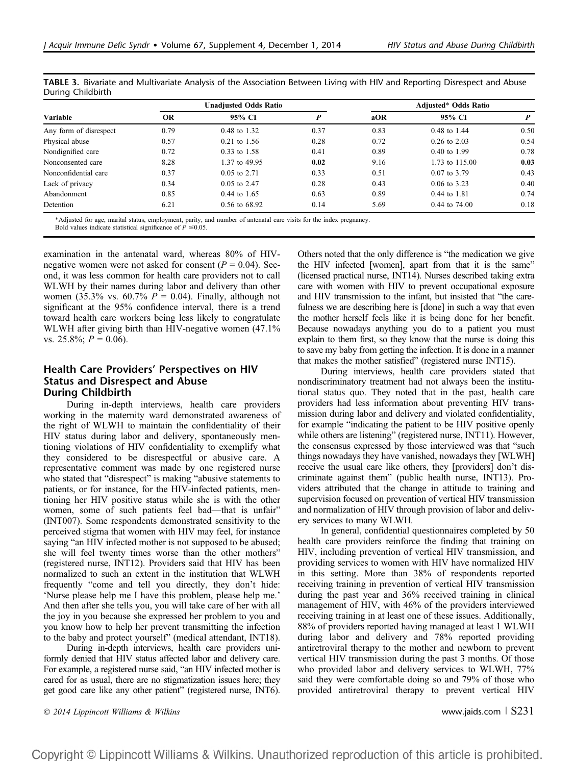**TABLE 3.** Bivariate and Multivariate Analysis of the Association Between Living with HIV and Reporting Disrespect and Abuse During Childbirth

| Variable | Unadjusted Odds Ratio | | | Adjusted* Odds Ratio | | |
|---|---|---|---|---|---|---|
| | OR | 95% CI | P | aOR | 95% CI | P |
| Any form of disrespect | 0.79 | 0.48 to 1.32 | 0.37 | 0.83 | 0.48 to 1.44 | 0.50 |
| Physical abuse | 0.57 | 0.21 to 1.56 | 0.28 | 0.72 | 0.26 to 2.03 | 0.54 |
| Nondignified care | 0.72 | 0.33 to 1.58 | 0.41 | 0.89 | 0.40 to 1.99 | 0.78 |
| Nonconsented care | 8.28 | 1.37 to 49.95 | **0.02** | 9.16 | 1.73 to 115.00 | **0.03** |
| Nonconfidential care | 0.37 | 0.05 to 2.71 | 0.33 | 0.51 | 0.07 to 3.79 | 0.43 |
| Lack of privacy | 0.34 | 0.05 to 2.47 | 0.28 | 0.43 | 0.06 to 3.23 | 0.40 |
| Abandonment | 0.85 | 0.44 to 1.65 | 0.63 | 0.89 | 0.44 to 1.81 | 0.74 |
| Detention | 6.21 | 0.56 to 68.92 | 0.14 | 5.69 | 0.44 to 74.00 | 0.18 |

*Adjusted for age, marital status, employment, parity, and number of antenatal care visits for the index pregnancy.
Bold values indicate statistical significance of $P \leq 0.05$.

examination in the antenatal ward, whereas 80% of HIV-negative women were not asked for consent ($P = 0.04$). Second, it was less common for health care providers not to call WLWH by their names during labor and delivery than other women (35.3% vs. 60.7% $P = 0.04$). Finally, although not significant at the 95% confidence interval, there is a trend toward health care workers being less likely to congratulate WLWH after giving birth than HIV-negative women (47.1% vs. 25.8%; $P = 0.06$).

## Health Care Providers' Perspectives on HIV Status and Disrespect and Abuse During Childbirth

During in-depth interviews, health care providers working in the maternity ward demonstrated awareness of the right of WLWH to maintain the confidentiality of their HIV status during labor and delivery, spontaneously mentioning violations of HIV confidentiality to exemplify what they considered to be disrespectful or abusive care. A representative comment was made by one registered nurse who stated that "disrespect" is making "abusive statements to patients, or for instance, for the HIV-infected patients, mentioning her HIV positive status while she is with the other women, some of such patients feel bad—that is unfair" (INT007). Some respondents demonstrated sensitivity to the perceived stigma that women with HIV may feel, for instance saying "an HIV infected mother is not supposed to be abused; she will feel twenty times worse than the other mothers" (registered nurse, INT12). Providers said that HIV has been normalized to such an extent in the institution that WLWH frequently "come and tell you directly, they don't hide: 'Nurse please help me I have this problem, please help me.' And then after she tells you, you will take care of her with all the joy in you because she expressed her problem to you and you know how to help her prevent transmitting the infection to the baby and protect yourself" (medical attendant, INT18).

During in-depth interviews, health care providers uniformly denied that HIV status affected labor and delivery care. For example, a registered nurse said, "an HIV infected mother is cared for as usual, there are no stigmatization issues here; they get good care like any other patient" (registered nurse, INT6). Others noted that the only difference is "the medication we give the HIV infected [women], apart from that it is the same" (licensed practical nurse, INT14). Nurses described taking extra care with women with HIV to prevent occupational exposure and HIV transmission to the infant, but insisted that "the carefulness we are describing here is [done] in such a way that even the mother herself feels like it is being done for her benefit. Because nowadays anything you do to a patient you must explain to them first, so they know that the nurse is doing this to save my baby from getting the infection. It is done in a manner that makes the mother satisfied" (registered nurse INT15).

During interviews, health care providers stated that nondiscriminatory treatment had not always been the institutional status quo. They noted that in the past, health care providers had less information about preventing HIV transmission during labor and delivery and violated confidentiality, for example "indicating the patient to be HIV positive openly while others are listening" (registered nurse, INT11). However, the consensus expressed by those interviewed was that "such things nowadays they have vanished, nowadays they [WLWH] receive the usual care like others, they [providers] don't discriminate against them" (public health nurse, INT13). Providers attributed that the change in attitude to training and supervision focused on prevention of vertical HIV transmission and normalization of HIV through provision of labor and delivery services to many WLWH.

In general, confidential questionnaires completed by 50 health care providers reinforce the finding that training on HIV, including prevention of vertical HIV transmission, and providing services to women with HIV have normalized HIV in this setting. More than 38% of respondents reported receiving training in prevention of vertical HIV transmission during the past year and 36% received training in clinical management of HIV, with 46% of the providers interviewed receiving training in at least one of these issues. Additionally, 88% of providers reported having managed at least 1 WLWH during labor and delivery and 78% reported providing antiretroviral therapy to the mother and newborn to prevent vertical HIV transmission during the past 3 months. Of those who provided labor and delivery services to WLWH, 77% said they were comfortable doing so and 79% of those who provided antiretroviral therapy to prevent vertical HIV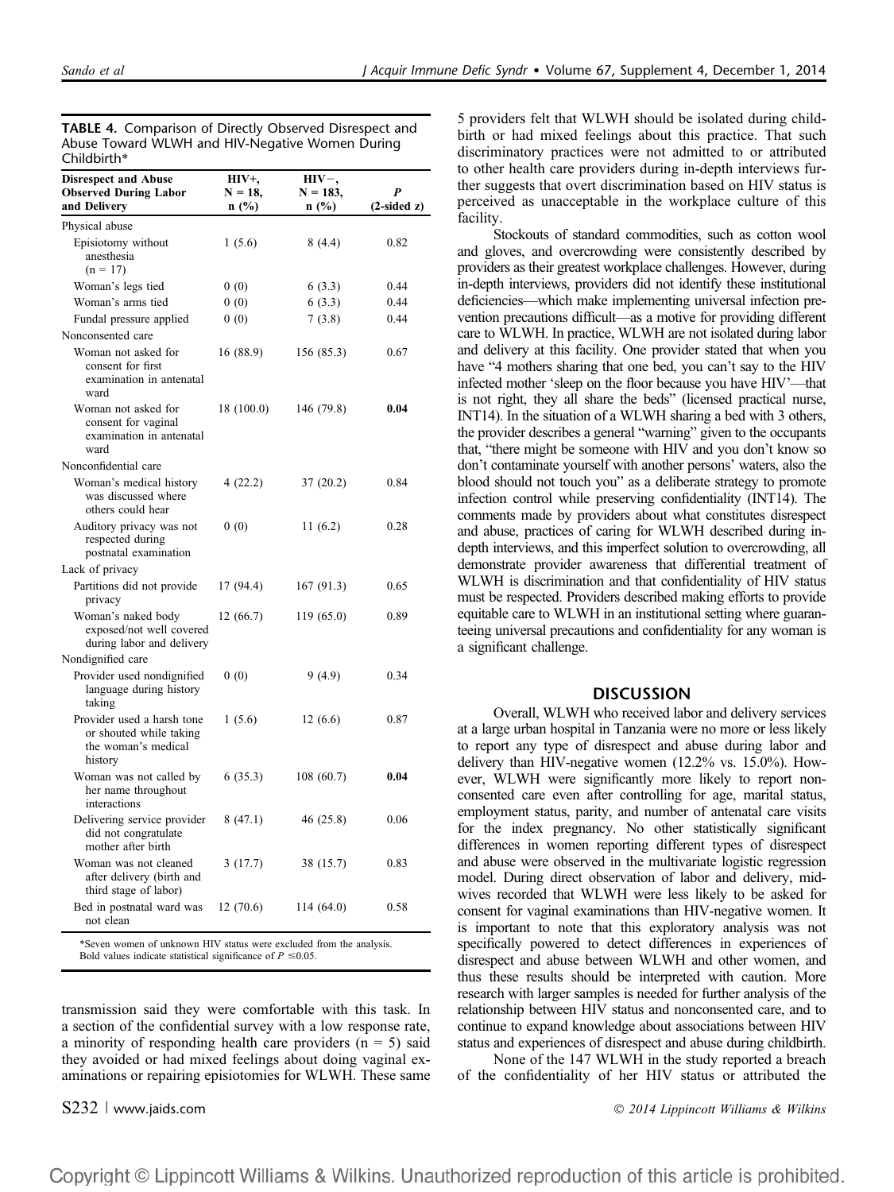**TABLE 4.** Comparison of Directly Observed Disrespect and Abuse Toward WLWH and HIV-Negative Women During Childbirth*

| Disrespect and Abuse Observed During Labor and Delivery | HIV+, N = 18, n (%) | HIV−, N = 183, n (%) | P (2-sided z) |
|---|---|---|---|
| Physical abuse | | | |
| Episiotomy without anesthesia (n = 17) | 1 (5.6) | 8 (4.4) | 0.82 |
| Woman's legs tied | 0 (0) | 6 (3.3) | 0.44 |
| Woman's arms tied | 0 (0) | 6 (3.3) | 0.44 |
| Fundal pressure applied | 0 (0) | 7 (3.8) | 0.44 |
| Nonconsented care | | | |
| Woman not asked for consent for first examination in antenatal ward | 16 (88.9) | 156 (85.3) | 0.67 |
| Woman not asked for consent for vaginal examination in antenatal ward | 18 (100.0) | 146 (79.8) | **0.04** |
| Nonconfidential care | | | |
| Woman's medical history was discussed where others could hear | 4 (22.2) | 37 (20.2) | 0.84 |
| Auditory privacy was not respected during postnatal examination | 0 (0) | 11 (6.2) | 0.28 |
| Lack of privacy | | | |
| Partitions did not provide privacy | 17 (94.4) | 167 (91.3) | 0.65 |
| Woman's naked body exposed/not well covered during labor and delivery | 12 (66.7) | 119 (65.0) | 0.89 |
| Nondignified care | | | |
| Provider used nondignified language during history taking | 0 (0) | 9 (4.9) | 0.34 |
| Provider used a harsh tone or shouted while taking the woman's medical history | 1 (5.6) | 12 (6.6) | 0.87 |
| Woman was not called by her name throughout interactions | 6 (35.3) | 108 (60.7) | **0.04** |
| Delivering service provider did not congratulate mother after birth | 8 (47.1) | 46 (25.8) | 0.06 |
| Woman was not cleaned after delivery (birth and third stage of labor) | 3 (17.7) | 38 (15.7) | 0.83 |
| Bed in postnatal ward was not clean | 12 (70.6) | 114 (64.0) | 0.58 |

*Seven women of unknown HIV status were excluded from the analysis.
Bold values indicate statistical significance of $P \leq 0.05$.

transmission said they were comfortable with this task. In a section of the confidential survey with a low response rate, a minority of responding health care providers (n = 5) said they avoided or had mixed feelings about doing vaginal examinations or repairing episiotomies for WLWH. These same 5 providers felt that WLWH should be isolated during childbirth or had mixed feelings about this practice. That such discriminatory practices were not admitted to or attributed to other health care providers during in-depth interviews further suggests that overt discrimination based on HIV status is perceived as unacceptable in the workplace culture of this facility.

Stockouts of standard commodities, such as cotton wool and gloves, and overcrowding were consistently described by providers as their greatest workplace challenges. However, during in-depth interviews, providers did not identify these institutional deficiencies—which make implementing universal infection prevention precautions difficult—as a motive for providing different care to WLWH. In practice, WLWH are not isolated during labor and delivery at this facility. One provider stated that when you have "4 mothers sharing that one bed, you can't say to the HIV infected mother 'sleep on the floor because you have HIV'—that is not right, they all share the beds" (licensed practical nurse, INT14). In the situation of a WLWH sharing a bed with 3 others, the provider describes a general "warning" given to the occupants that, "there might be someone with HIV and you don't know so don't contaminate yourself with another persons' waters, also the blood should not touch you" as a deliberate strategy to promote infection control while preserving confidentiality (INT14). The comments made by providers about what constitutes disrespect and abuse, practices of caring for WLWH described during in-depth interviews, and this imperfect solution to overcrowding, all demonstrate provider awareness that differential treatment of WLWH is discrimination and that confidentiality of HIV status must be respected. Providers described making efforts to provide equitable care to WLWH in an institutional setting where guaranteeing universal precautions and confidentiality for any woman is a significant challenge.

## DISCUSSION

Overall, WLWH who received labor and delivery services at a large urban hospital in Tanzania were no more or less likely to report any type of disrespect and abuse during labor and delivery than HIV-negative women (12.2% vs. 15.0%). However, WLWH were significantly more likely to report nonconsented care even after controlling for age, marital status, employment status, parity, and number of antenatal care visits for the index pregnancy. No other statistically significant differences in women reporting different types of disrespect and abuse were observed in the multivariate logistic regression model. During direct observation of labor and delivery, midwives recorded that WLWH were less likely to be asked for consent for vaginal examinations than HIV-negative women. It is important to note that this exploratory analysis was not specifically powered to detect differences in experiences of disrespect and abuse between WLWH and other women, and thus these results should be interpreted with caution. More research with larger samples is needed for further analysis of the relationship between HIV status and nonconsented care, and to continue to expand knowledge about associations between HIV status and experiences of disrespect and abuse during childbirth.

None of the 147 WLWH in the study reported a breach of the confidentiality of her HIV status or attributed the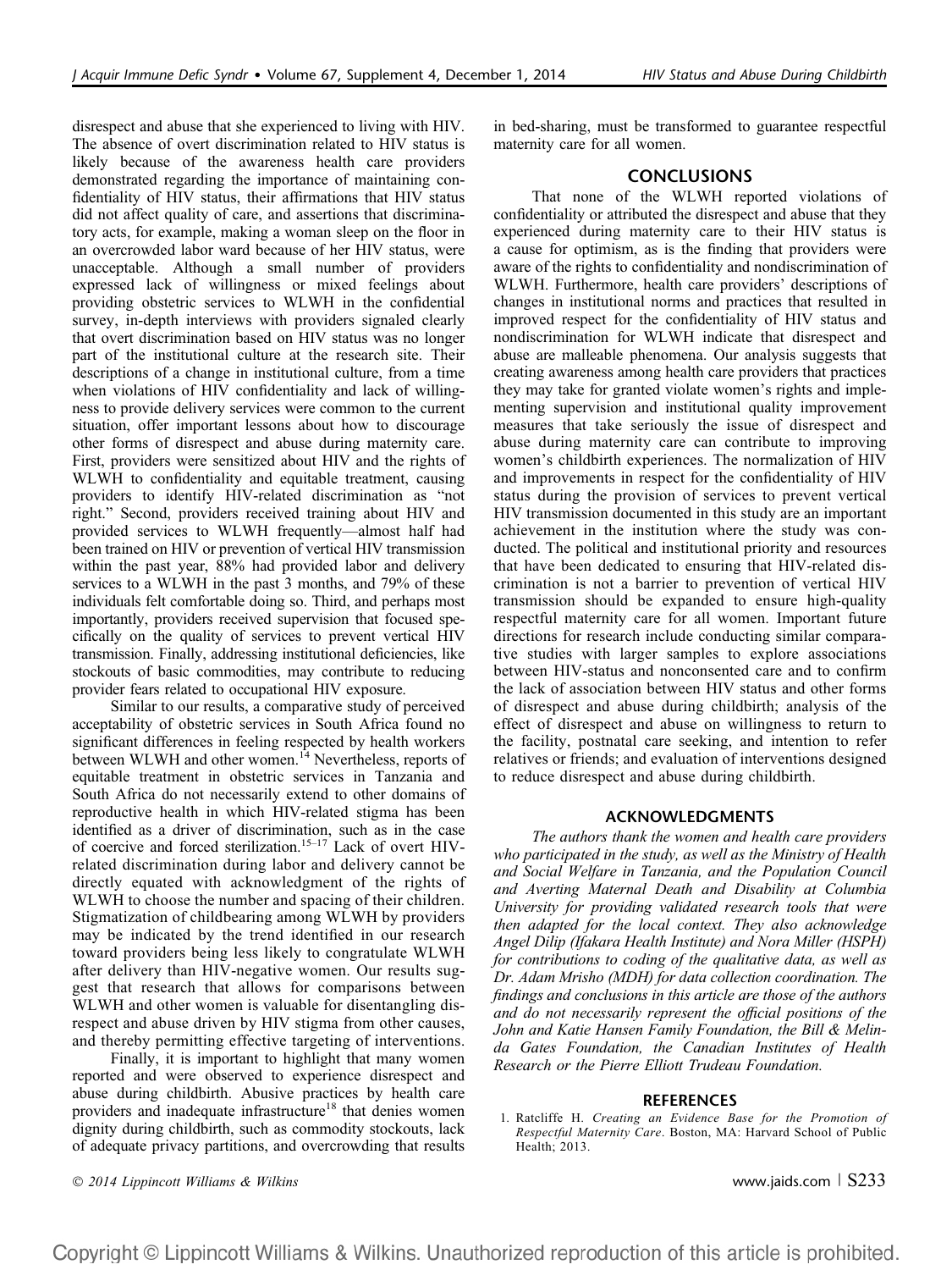disrespect and abuse that she experienced to living with HIV. The absence of overt discrimination related to HIV status is likely because of the awareness health care providers demonstrated regarding the importance of maintaining confidentiality of HIV status, their affirmations that HIV status did not affect quality of care, and assertions that discriminatory acts, for example, making a woman sleep on the floor in an overcrowded labor ward because of her HIV status, were unacceptable. Although a small number of providers expressed lack of willingness or mixed feelings about providing obstetric services to WLWH in the confidential survey, in-depth interviews with providers signaled clearly that overt discrimination based on HIV status was no longer part of the institutional culture at the research site. Their descriptions of a change in institutional culture, from a time when violations of HIV confidentiality and lack of willingness to provide delivery services were common to the current situation, offer important lessons about how to discourage other forms of disrespect and abuse during maternity care. First, providers were sensitized about HIV and the rights of WLWH to confidentiality and equitable treatment, causing providers to identify HIV-related discrimination as "not right." Second, providers received training about HIV and provided services to WLWH frequently—almost half had been trained on HIV or prevention of vertical HIV transmission within the past year, 88% had provided labor and delivery services to a WLWH in the past 3 months, and 79% of these individuals felt comfortable doing so. Third, and perhaps most importantly, providers received supervision that focused specifically on the quality of services to prevent vertical HIV transmission. Finally, addressing institutional deficiencies, like stockouts of basic commodities, may contribute to reducing provider fears related to occupational HIV exposure.

Similar to our results, a comparative study of perceived acceptability of obstetric services in South Africa found no significant differences in feeling respected by health workers between WLWH and other women.[14] Nevertheless, reports of equitable treatment in obstetric services in Tanzania and South Africa do not necessarily extend to other domains of reproductive health in which HIV-related stigma has been identified as a driver of discrimination, such as in the case of coercive and forced sterilization.[15–17] Lack of overt HIV-related discrimination during labor and delivery cannot be directly equated with acknowledgment of the rights of WLWH to choose the number and spacing of their children. Stigmatization of childbearing among WLWH by providers may be indicated by the trend identified in our research toward providers being less likely to congratulate WLWH after delivery than HIV-negative women. Our results suggest that research that allows for comparisons between WLWH and other women is valuable for disentangling disrespect and abuse driven by HIV stigma from other causes, and thereby permitting effective targeting of interventions.

Finally, it is important to highlight that many women reported and were observed to experience disrespect and abuse during childbirth. Abusive practices by health care providers and inadequate infrastructure[18] that denies women dignity during childbirth, such as commodity stockouts, lack of adequate privacy partitions, and overcrowding that results in bed-sharing, must be transformed to guarantee respectful maternity care for all women.

## CONCLUSIONS

That none of the WLWH reported violations of confidentiality or attributed the disrespect and abuse that they experienced during maternity care to their HIV status is a cause for optimism, as is the finding that providers were aware of the rights to confidentiality and nondiscrimination of WLWH. Furthermore, health care providers' descriptions of changes in institutional norms and practices that resulted in improved respect for the confidentiality of HIV status and nondiscrimination for WLWH indicate that disrespect and abuse are malleable phenomena. Our analysis suggests that creating awareness among health care providers that practices they may take for granted violate women's rights and implementing supervision and institutional quality improvement measures that take seriously the issue of disrespect and abuse during maternity care can contribute to improving women's childbirth experiences. The normalization of HIV and improvements in respect for the confidentiality of HIV status during the provision of services to prevent vertical HIV transmission documented in this study are an important achievement in the institution where the study was conducted. The political and institutional priority and resources that have been dedicated to ensuring that HIV-related discrimination is not a barrier to prevention of vertical HIV transmission should be expanded to ensure high-quality respectful maternity care for all women. Important future directions for research include conducting similar comparative studies with larger samples to explore associations between HIV-status and nonconsented care and to confirm the lack of association between HIV status and other forms of disrespect and abuse during childbirth; analysis of the effect of disrespect and abuse on willingness to return to the facility, postnatal care seeking, and intention to refer relatives or friends; and evaluation of interventions designed to reduce disrespect and abuse during childbirth.

## ACKNOWLEDGMENTS

*The authors thank the women and health care providers who participated in the study, as well as the Ministry of Health and Social Welfare in Tanzania, and the Population Council and Averting Maternal Death and Disability at Columbia University for providing validated research tools that were then adapted for the local context. They also acknowledge Angel Dilip (Ifakara Health Institute) and Nora Miller (HSPH) for contributions to coding of the qualitative data, as well as Dr. Adam Mrisho (MDH) for data collection coordination. The findings and conclusions in this article are those of the authors and do not necessarily represent the official positions of the John and Katie Hansen Family Foundation, the Bill & Melinda Gates Foundation, the Canadian Institutes of Health Research or the Pierre Elliott Trudeau Foundation.*

## REFERENCES

1. Ratcliffe H. *Creating an Evidence Base for the Promotion of Respectful Maternity Care*. Boston, MA: Harvard School of Public Health; 2013.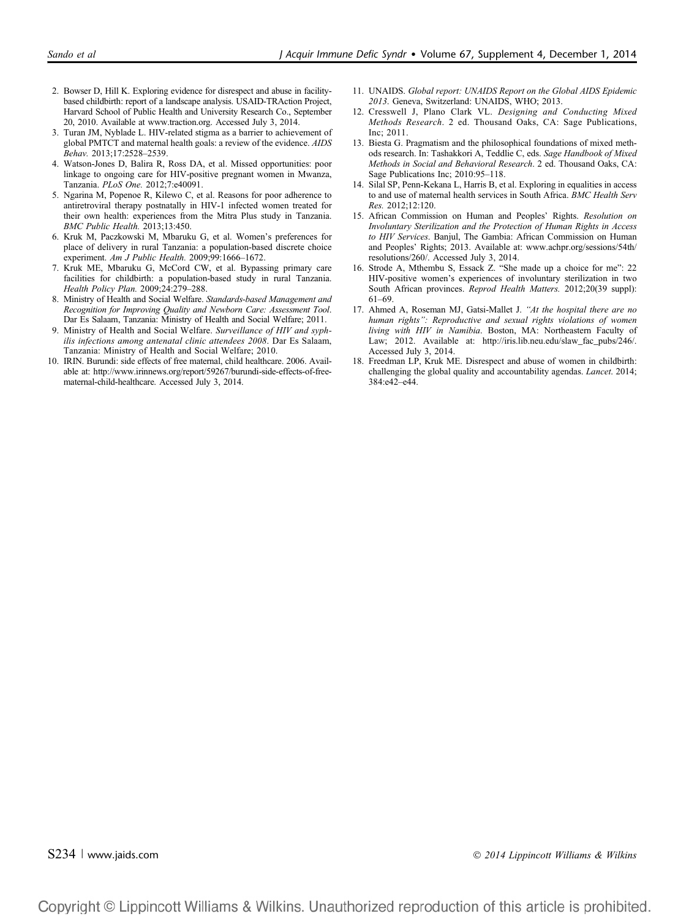2. Bowser D, Hill K. Exploring evidence for disrespect and abuse in facility-based childbirth: report of a landscape analysis. USAID-TRAction Project, Harvard School of Public Health and University Research Co., September 20, 2010. Available at www.traction.org. Accessed July 3, 2014.
3. Turan JM, Nyblade L. HIV-related stigma as a barrier to achievement of global PMTCT and maternal health goals: a review of the evidence. *AIDS Behav.* 2013;17:2528–2539.
4. Watson-Jones D, Balira R, Ross DA, et al. Missed opportunities: poor linkage to ongoing care for HIV-positive pregnant women in Mwanza, Tanzania. *PLoS One.* 2012;7:e40091.
5. Ngarina M, Popenoe R, Kilewo C, et al. Reasons for poor adherence to antiretroviral therapy postnatally in HIV-1 infected women treated for their own health: experiences from the Mitra Plus study in Tanzania. *BMC Public Health.* 2013;13:450.
6. Kruk M, Paczkowski M, Mbaruku G, et al. Women's preferences for place of delivery in rural Tanzania: a population-based discrete choice experiment. *Am J Public Health.* 2009;99:1666–1672.
7. Kruk ME, Mbaruku G, McCord CW, et al. Bypassing primary care facilities for childbirth: a population-based study in rural Tanzania. *Health Policy Plan.* 2009;24:279–288.
8. Ministry of Health and Social Welfare. *Standards-based Management and Recognition for Improving Quality and Newborn Care: Assessment Tool*. Dar Es Salaam, Tanzania: Ministry of Health and Social Welfare; 2011.
9. Ministry of Health and Social Welfare. *Surveillance of HIV and syphilis infections among antenatal clinic attendees 2008*. Dar Es Salaam, Tanzania: Ministry of Health and Social Welfare; 2010.
10. IRIN. Burundi: side effects of free maternal, child healthcare. 2006. Available at: http://www.irinnews.org/report/59267/burundi-side-effects-of-free-maternal-child-healthcare. Accessed July 3, 2014.
11. UNAIDS. *Global report: UNAIDS Report on the Global AIDS Epidemic 2013*. Geneva, Switzerland: UNAIDS, WHO; 2013.
12. Cresswell J, Plano Clark VL. *Designing and Conducting Mixed Methods Research*. 2 ed. Thousand Oaks, CA: Sage Publications, Inc; 2011.
13. Biesta G. Pragmatism and the philosophical foundations of mixed methods research. In: Tashakkori A, Teddlie C, eds. *Sage Handbook of Mixed Methods in Social and Behavioral Research*. 2 ed. Thousand Oaks, CA: Sage Publications Inc; 2010:95–118.
14. Silal SP, Penn-Kekana L, Harris B, et al. Exploring in equalities in access to and use of maternal health services in South Africa. *BMC Health Serv Res.* 2012;12:120.
15. African Commission on Human and Peoples' Rights. *Resolution on Involuntary Sterilization and the Protection of Human Rights in Access to HIV Services*. Banjul, The Gambia: African Commission on Human and Peoples' Rights; 2013. Available at: www.achpr.org/sessions/54th/resolutions/260/. Accessed July 3, 2014.
16. Strode A, Mthembu S, Essack Z. "She made up a choice for me": 22 HIV-positive women's experiences of involuntary sterilization in two South African provinces. *Reprod Health Matters.* 2012;20(39 suppl):61–69.
17. Ahmed A, Roseman MJ, Gatsi-Mallet J. *"At the hospital there are no human rights": Reproductive and sexual rights violations of women living with HIV in Namibia*. Boston, MA: Northeastern Faculty of Law; 2012. Available at: http://iris.lib.neu.edu/slaw_fac_pubs/246/. Accessed July 3, 2014.
18. Freedman LP, Kruk ME. Disrespect and abuse of women in childbirth: challenging the global quality and accountability agendas. *Lancet.* 2014;384:e42–e44.